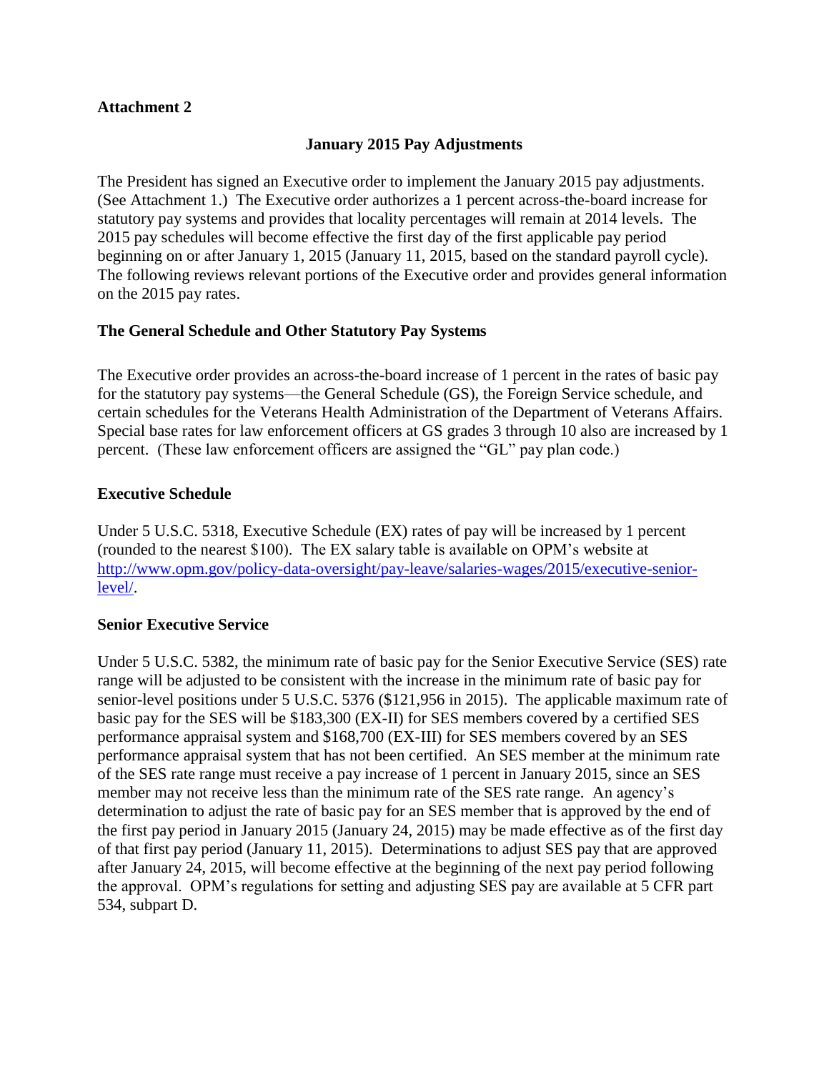**Attachment 2**

## January 2015 Pay Adjustments

The President has signed an Executive order to implement the January 2015 pay adjustments. (See Attachment 1.) The Executive order authorizes a 1 percent across-the-board increase for statutory pay systems and provides that locality percentages will remain at 2014 levels. The 2015 pay schedules will become effective the first day of the first applicable pay period beginning on or after January 1, 2015 (January 11, 2015, based on the standard payroll cycle). The following reviews relevant portions of the Executive order and provides general information on the 2015 pay rates.

### The General Schedule and Other Statutory Pay Systems

The Executive order provides an across-the-board increase of 1 percent in the rates of basic pay for the statutory pay systems—the General Schedule (GS), the Foreign Service schedule, and certain schedules for the Veterans Health Administration of the Department of Veterans Affairs. Special base rates for law enforcement officers at GS grades 3 through 10 also are increased by 1 percent. (These law enforcement officers are assigned the "GL" pay plan code.)

### Executive Schedule

Under 5 U.S.C. 5318, Executive Schedule (EX) rates of pay will be increased by 1 percent (rounded to the nearest $100). The EX salary table is available on OPM's website at [http://www.opm.gov/policy-data-oversight/pay-leave/salaries-wages/2015/executive-senior-level/](http://www.opm.gov/policy-data-oversight/pay-leave/salaries-wages/2015/executive-senior-level/).

### Senior Executive Service

Under 5 U.S.C. 5382, the minimum rate of basic pay for the Senior Executive Service (SES) rate range will be adjusted to be consistent with the increase in the minimum rate of basic pay for senior-level positions under 5 U.S.C. 5376 ($121,956 in 2015). The applicable maximum rate of basic pay for the SES will be $183,300 (EX-II) for SES members covered by a certified SES performance appraisal system and $168,700 (EX-III) for SES members covered by an SES performance appraisal system that has not been certified. An SES member at the minimum rate of the SES rate range must receive a pay increase of 1 percent in January 2015, since an SES member may not receive less than the minimum rate of the SES rate range. An agency's determination to adjust the rate of basic pay for an SES member that is approved by the end of the first pay period in January 2015 (January 24, 2015) may be made effective as of the first day of that first pay period (January 11, 2015). Determinations to adjust SES pay that are approved after January 24, 2015, will become effective at the beginning of the next pay period following the approval. OPM's regulations for setting and adjusting SES pay are available at 5 CFR part 534, subpart D.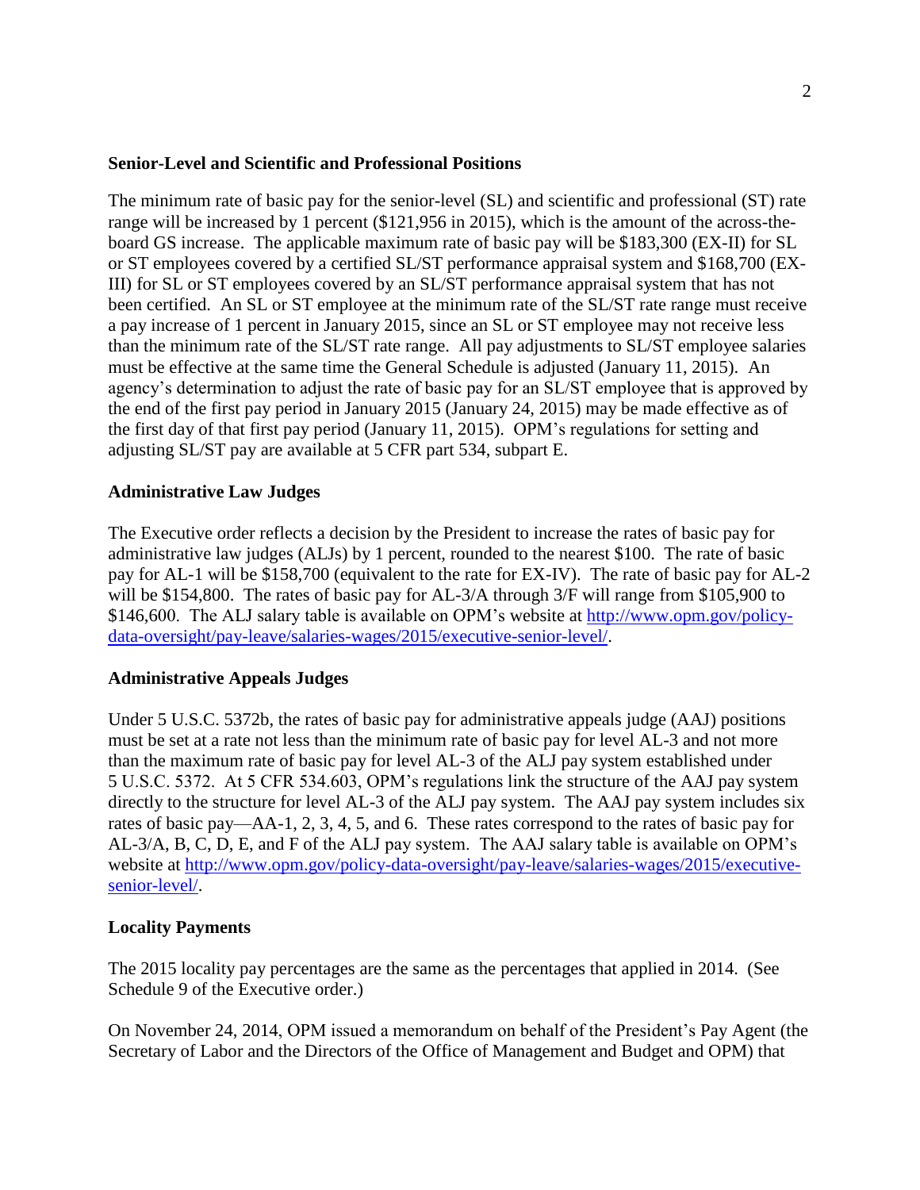### Senior-Level and Scientific and Professional Positions

The minimum rate of basic pay for the senior-level (SL) and scientific and professional (ST) rate range will be increased by 1 percent ($121,956 in 2015), which is the amount of the across-the-board GS increase. The applicable maximum rate of basic pay will be $183,300 (EX-II) for SL or ST employees covered by a certified SL/ST performance appraisal system and $168,700 (EX-III) for SL or ST employees covered by an SL/ST performance appraisal system that has not been certified. An SL or ST employee at the minimum rate of the SL/ST rate range must receive a pay increase of 1 percent in January 2015, since an SL or ST employee may not receive less than the minimum rate of the SL/ST rate range. All pay adjustments to SL/ST employee salaries must be effective at the same time the General Schedule is adjusted (January 11, 2015). An agency's determination to adjust the rate of basic pay for an SL/ST employee that is approved by the end of the first pay period in January 2015 (January 24, 2015) may be made effective as of the first day of that first pay period (January 11, 2015). OPM's regulations for setting and adjusting SL/ST pay are available at 5 CFR part 534, subpart E.

### Administrative Law Judges

The Executive order reflects a decision by the President to increase the rates of basic pay for administrative law judges (ALJs) by 1 percent, rounded to the nearest $100. The rate of basic pay for AL-1 will be $158,700 (equivalent to the rate for EX-IV). The rate of basic pay for AL-2 will be $154,800. The rates of basic pay for AL-3/A through 3/F will range from $105,900 to $146,600. The ALJ salary table is available on OPM's website at http://www.opm.gov/policy-data-oversight/pay-leave/salaries-wages/2015/executive-senior-level/.

### Administrative Appeals Judges

Under 5 U.S.C. 5372b, the rates of basic pay for administrative appeals judge (AAJ) positions must be set at a rate not less than the minimum rate of basic pay for level AL-3 and not more than the maximum rate of basic pay for level AL-3 of the ALJ pay system established under 5 U.S.C. 5372. At 5 CFR 534.603, OPM's regulations link the structure of the AAJ pay system directly to the structure for level AL-3 of the ALJ pay system. The AAJ pay system includes six rates of basic pay—AA-1, 2, 3, 4, 5, and 6. These rates correspond to the rates of basic pay for AL-3/A, B, C, D, E, and F of the ALJ pay system. The AAJ salary table is available on OPM's website at http://www.opm.gov/policy-data-oversight/pay-leave/salaries-wages/2015/executive-senior-level/.

### Locality Payments

The 2015 locality pay percentages are the same as the percentages that applied in 2014. (See Schedule 9 of the Executive order.)

On November 24, 2014, OPM issued a memorandum on behalf of the President's Pay Agent (the Secretary of Labor and the Directors of the Office of Management and Budget and OPM) that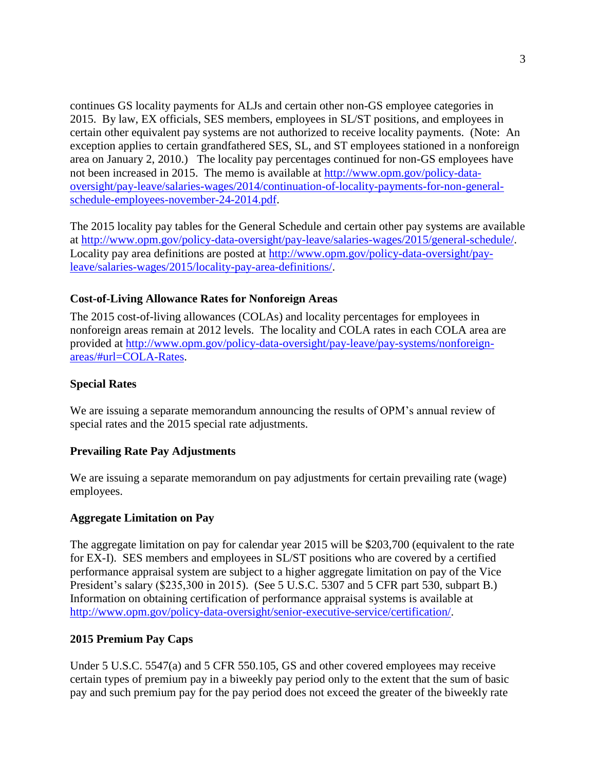continues GS locality payments for ALJs and certain other non-GS employee categories in 2015. By law, EX officials, SES members, employees in SL/ST positions, and employees in certain other equivalent pay systems are not authorized to receive locality payments. (Note: An exception applies to certain grandfathered SES, SL, and ST employees stationed in a nonforeign area on January 2, 2010.) The locality pay percentages continued for non-GS employees have not been increased in 2015. The memo is available at http://www.opm.gov/policy-data-oversight/pay-leave/salaries-wages/2014/continuation-of-locality-payments-for-non-general-schedule-employees-november-24-2014.pdf.

The 2015 locality pay tables for the General Schedule and certain other pay systems are available at http://www.opm.gov/policy-data-oversight/pay-leave/salaries-wages/2015/general-schedule/. Locality pay area definitions are posted at http://www.opm.gov/policy-data-oversight/pay-leave/salaries-wages/2015/locality-pay-area-definitions/.

**Cost-of-Living Allowance Rates for Nonforeign Areas**

The 2015 cost-of-living allowances (COLAs) and locality percentages for employees in nonforeign areas remain at 2012 levels. The locality and COLA rates in each COLA area are provided at http://www.opm.gov/policy-data-oversight/pay-leave/pay-systems/nonforeign-areas/#url=COLA-Rates.

**Special Rates**

We are issuing a separate memorandum announcing the results of OPM's annual review of special rates and the 2015 special rate adjustments.

**Prevailing Rate Pay Adjustments**

We are issuing a separate memorandum on pay adjustments for certain prevailing rate (wage) employees.

**Aggregate Limitation on Pay**

The aggregate limitation on pay for calendar year 2015 will be $203,700 (equivalent to the rate for EX-I). SES members and employees in SL/ST positions who are covered by a certified performance appraisal system are subject to a higher aggregate limitation on pay of the Vice President's salary ($235,300 in 2015). (See 5 U.S.C. 5307 and 5 CFR part 530, subpart B.) Information on obtaining certification of performance appraisal systems is available at http://www.opm.gov/policy-data-oversight/senior-executive-service/certification/.

**2015 Premium Pay Caps**

Under 5 U.S.C. 5547(a) and 5 CFR 550.105, GS and other covered employees may receive certain types of premium pay in a biweekly pay period only to the extent that the sum of basic pay and such premium pay for the pay period does not exceed the greater of the biweekly rate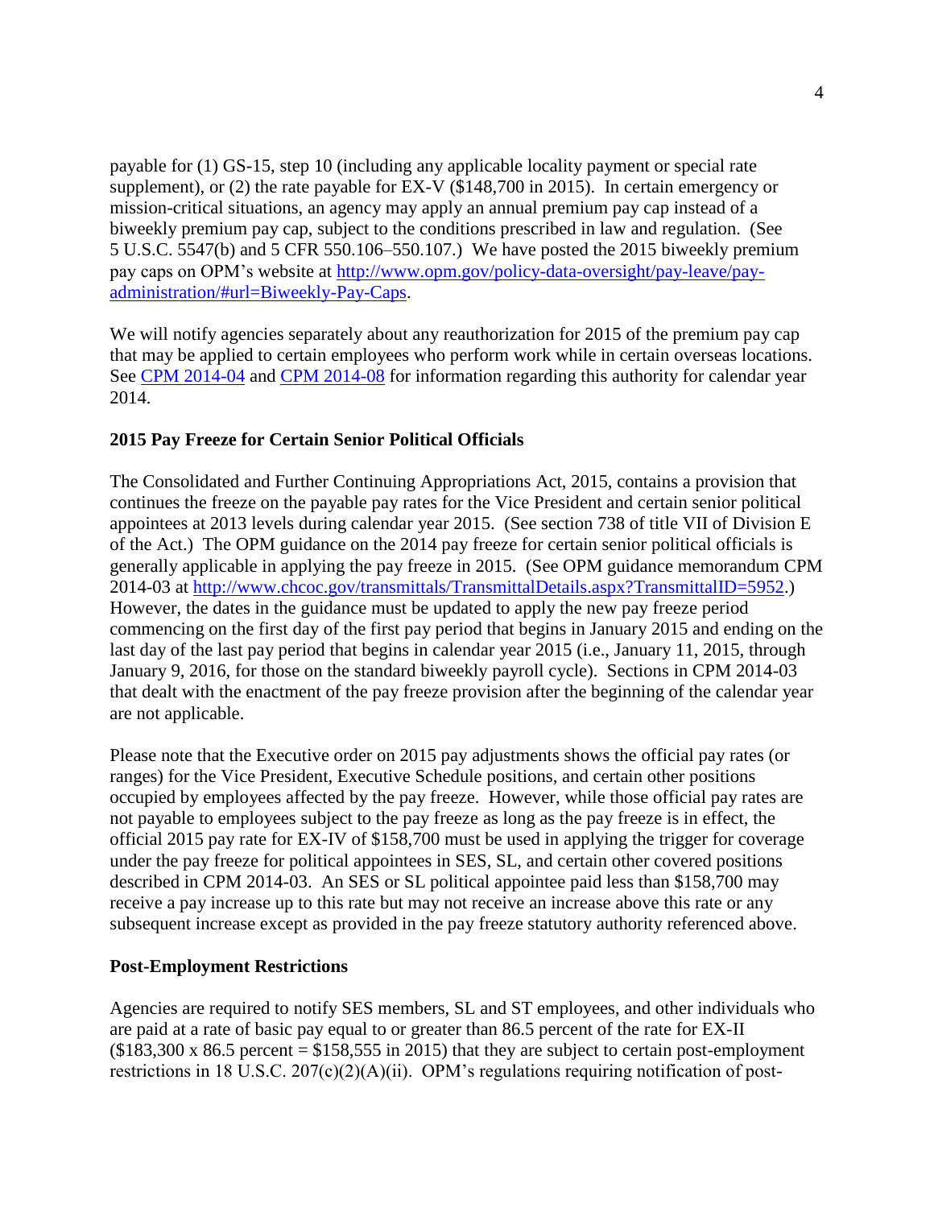payable for (1) GS-15, step 10 (including any applicable locality payment or special rate supplement), or (2) the rate payable for EX-V ($148,700 in 2015). In certain emergency or mission-critical situations, an agency may apply an annual premium pay cap instead of a biweekly premium pay cap, subject to the conditions prescribed in law and regulation. (See 5 U.S.C. 5547(b) and 5 CFR 550.106–550.107.) We have posted the 2015 biweekly premium pay caps on OPM's website at [http://www.opm.gov/policy-data-oversight/pay-leave/pay-administration/#url=Biweekly-Pay-Caps](http://www.opm.gov/policy-data-oversight/pay-leave/pay-administration/#url=Biweekly-Pay-Caps).

We will notify agencies separately about any reauthorization for 2015 of the premium pay cap that may be applied to certain employees who perform work while in certain overseas locations. See [CPM 2014-04]() and [CPM 2014-08]() for information regarding this authority for calendar year 2014.

**2015 Pay Freeze for Certain Senior Political Officials**

The Consolidated and Further Continuing Appropriations Act, 2015, contains a provision that continues the freeze on the payable pay rates for the Vice President and certain senior political appointees at 2013 levels during calendar year 2015. (See section 738 of title VII of Division E of the Act.) The OPM guidance on the 2014 pay freeze for certain senior political officials is generally applicable in applying the pay freeze in 2015. (See OPM guidance memorandum CPM 2014-03 at [http://www.chcoc.gov/transmittals/TransmittalDetails.aspx?TransmittalID=5952](http://www.chcoc.gov/transmittals/TransmittalDetails.aspx?TransmittalID=5952).) However, the dates in the guidance must be updated to apply the new pay freeze period commencing on the first day of the first pay period that begins in January 2015 and ending on the last day of the last pay period that begins in calendar year 2015 (i.e., January 11, 2015, through January 9, 2016, for those on the standard biweekly payroll cycle). Sections in CPM 2014-03 that dealt with the enactment of the pay freeze provision after the beginning of the calendar year are not applicable.

Please note that the Executive order on 2015 pay adjustments shows the official pay rates (or ranges) for the Vice President, Executive Schedule positions, and certain other positions occupied by employees affected by the pay freeze. However, while those official pay rates are not payable to employees subject to the pay freeze as long as the pay freeze is in effect, the official 2015 pay rate for EX-IV of $158,700 must be used in applying the trigger for coverage under the pay freeze for political appointees in SES, SL, and certain other covered positions described in CPM 2014-03. An SES or SL political appointee paid less than $158,700 may receive a pay increase up to this rate but may not receive an increase above this rate or any subsequent increase except as provided in the pay freeze statutory authority referenced above.

**Post-Employment Restrictions**

Agencies are required to notify SES members, SL and ST employees, and other individuals who are paid at a rate of basic pay equal to or greater than 86.5 percent of the rate for EX-II ($183,300 x 86.5 percent = $158,555 in 2015) that they are subject to certain post-employment restrictions in 18 U.S.C. 207(c)(2)(A)(ii). OPM's regulations requiring notification of post-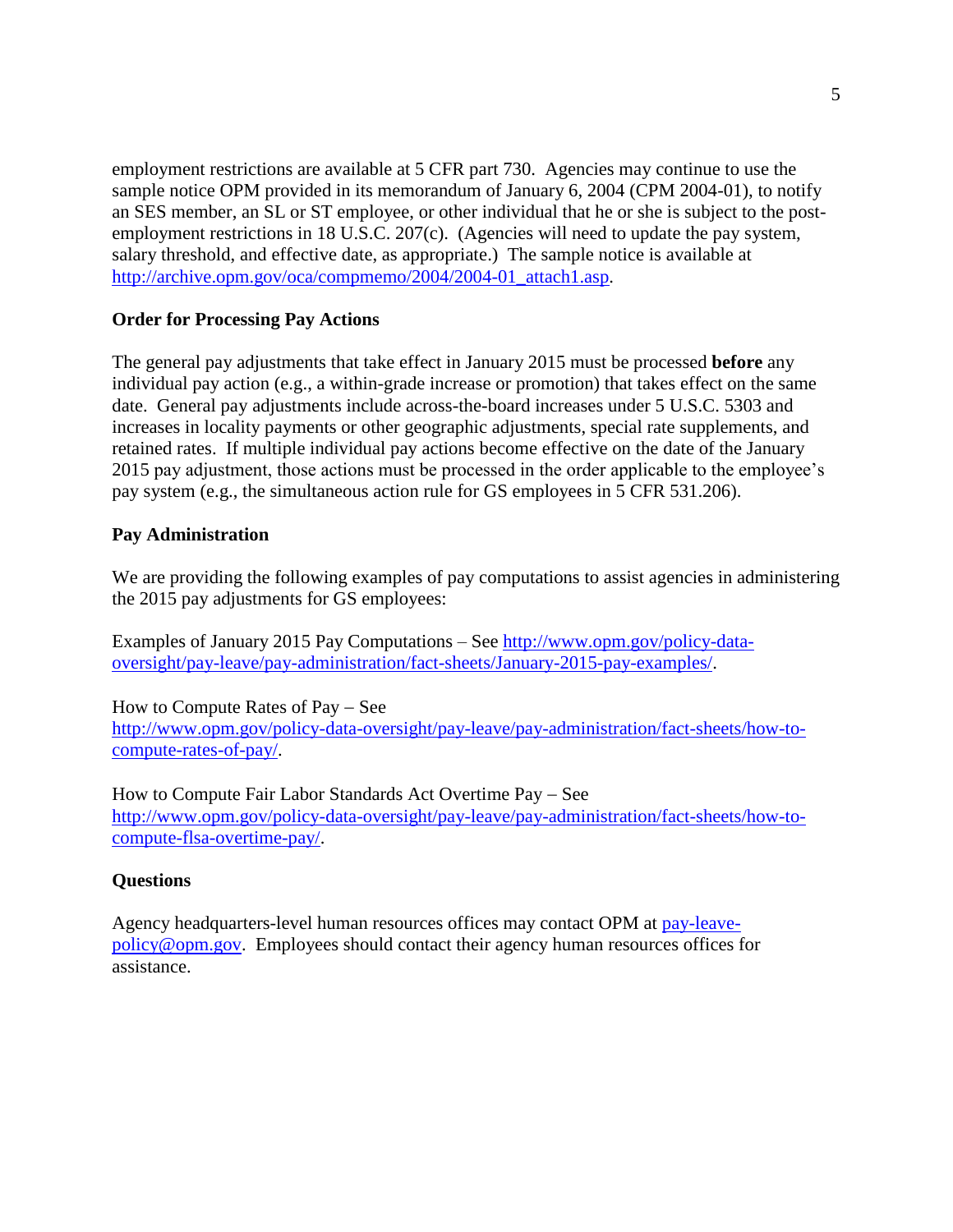employment restrictions are available at 5 CFR part 730. Agencies may continue to use the sample notice OPM provided in its memorandum of January 6, 2004 (CPM 2004-01), to notify an SES member, an SL or ST employee, or other individual that he or she is subject to the post-employment restrictions in 18 U.S.C. 207(c). (Agencies will need to update the pay system, salary threshold, and effective date, as appropriate.) The sample notice is available at http://archive.opm.gov/oca/compmemo/2004/2004-01_attach1.asp.

**Order for Processing Pay Actions**

The general pay adjustments that take effect in January 2015 must be processed **before** any individual pay action (e.g., a within-grade increase or promotion) that takes effect on the same date. General pay adjustments include across-the-board increases under 5 U.S.C. 5303 and increases in locality payments or other geographic adjustments, special rate supplements, and retained rates. If multiple individual pay actions become effective on the date of the January 2015 pay adjustment, those actions must be processed in the order applicable to the employee's pay system (e.g., the simultaneous action rule for GS employees in 5 CFR 531.206).

**Pay Administration**

We are providing the following examples of pay computations to assist agencies in administering the 2015 pay adjustments for GS employees:

Examples of January 2015 Pay Computations – See http://www.opm.gov/policy-data-oversight/pay-leave/pay-administration/fact-sheets/January-2015-pay-examples/.

How to Compute Rates of Pay – See http://www.opm.gov/policy-data-oversight/pay-leave/pay-administration/fact-sheets/how-to-compute-rates-of-pay/.

How to Compute Fair Labor Standards Act Overtime Pay – See http://www.opm.gov/policy-data-oversight/pay-leave/pay-administration/fact-sheets/how-to-compute-flsa-overtime-pay/.

**Questions**

Agency headquarters-level human resources offices may contact OPM at pay-leave-policy@opm.gov. Employees should contact their agency human resources offices for assistance.